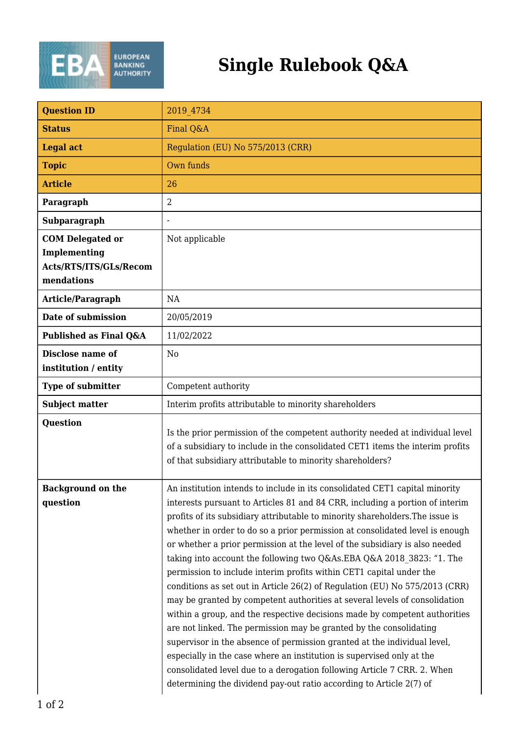# Single Rulebook Q&A

| Question ID | 2019_4734 |
|---|---|
| Status | Final Q&A |
| Legal act | Regulation (EU) No 575/2013 (CRR) |
| Topic | Own funds |
| Article | 26 |
| Paragraph | 2 |
| Subparagraph | - |
| COM Delegated or Implementing Acts/RTS/ITS/GLs/Recommendations | Not applicable |
| Article/Paragraph | NA |
| Date of submission | 20/05/2019 |
| Published as Final Q&A | 11/02/2022 |
| Disclose name of institution / entity | No |
| Type of submitter | Competent authority |
| Subject matter | Interim profits attributable to minority shareholders |
| Question | Is the prior permission of the competent authority needed at individual level of a subsidiary to include in the consolidated CET1 items the interim profits of that subsidiary attributable to minority shareholders? |
| Background on the question | An institution intends to include in its consolidated CET1 capital minority interests pursuant to Articles 81 and 84 CRR, including a portion of interim profits of its subsidiary attributable to minority shareholders.The issue is whether in order to do so a prior permission at consolidated level is enough or whether a prior permission at the level of the subsidiary is also needed taking into account the following two Q&As.EBA Q&A 2018_3823: "1. The permission to include interim profits within CET1 capital under the conditions as set out in Article 26(2) of Regulation (EU) No 575/2013 (CRR) may be granted by competent authorities at several levels of consolidation within a group, and the respective decisions made by competent authorities are not linked. The permission may be granted by the consolidating supervisor in the absence of permission granted at the individual level, especially in the case where an institution is supervised only at the consolidated level due to a derogation following Article 7 CRR. 2. When determining the dividend pay-out ratio according to Article 2(7) of |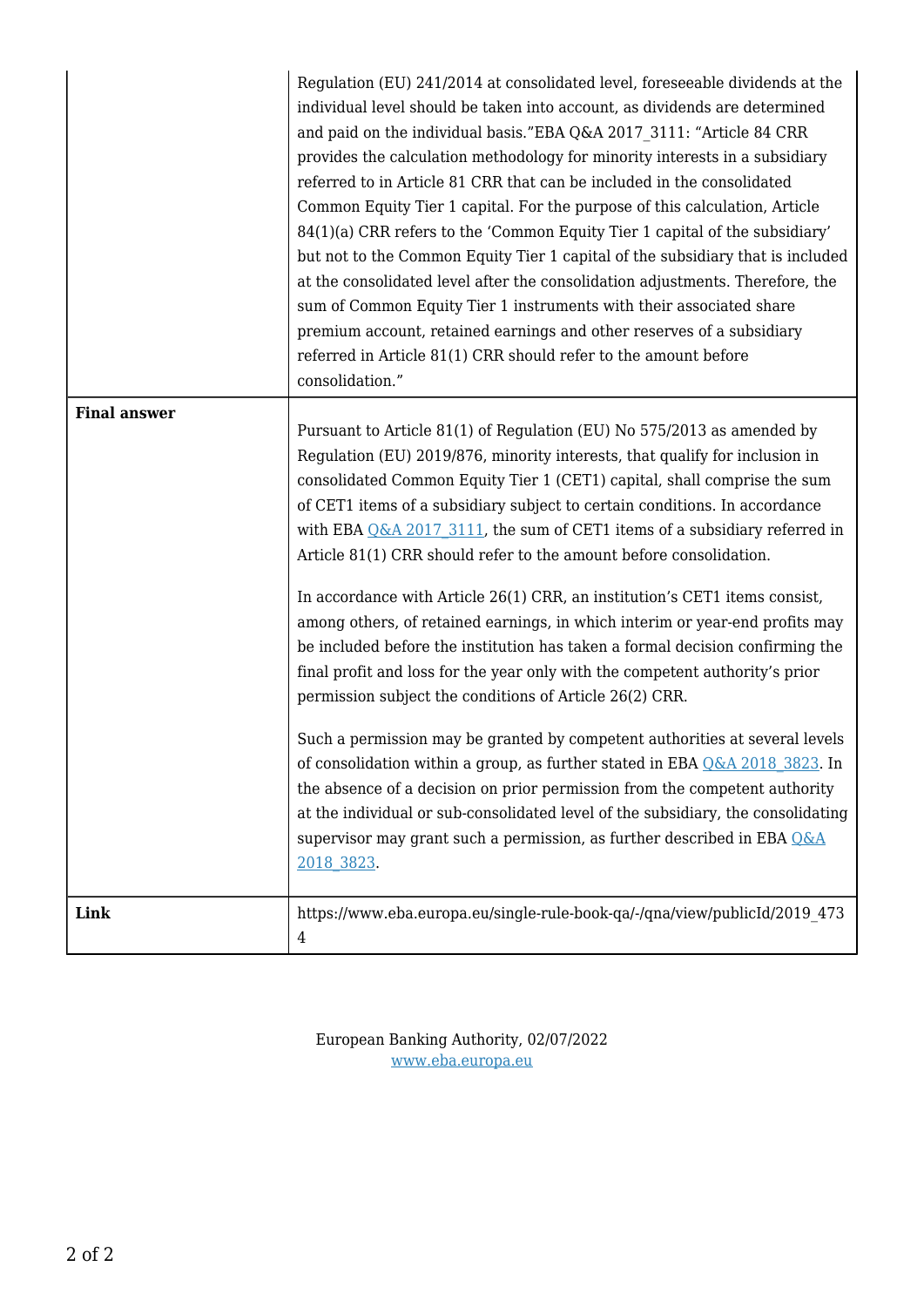| | |
|---|---|
| | Regulation (EU) 241/2014 at consolidated level, foreseeable dividends at the individual level should be taken into account, as dividends are determined and paid on the individual basis."EBA Q&A 2017_3111: "Article 84 CRR provides the calculation methodology for minority interests in a subsidiary referred to in Article 81 CRR that can be included in the consolidated Common Equity Tier 1 capital. For the purpose of this calculation, Article 84(1)(a) CRR refers to the 'Common Equity Tier 1 capital of the subsidiary' but not to the Common Equity Tier 1 capital of the subsidiary that is included at the consolidated level after the consolidation adjustments. Therefore, the sum of Common Equity Tier 1 instruments with their associated share premium account, retained earnings and other reserves of a subsidiary referred in Article 81(1) CRR should refer to the amount before consolidation." |
| **Final answer** | Pursuant to Article 81(1) of Regulation (EU) No 575/2013 as amended by Regulation (EU) 2019/876, minority interests, that qualify for inclusion in consolidated Common Equity Tier 1 (CET1) capital, shall comprise the sum of CET1 items of a subsidiary subject to certain conditions. In accordance with EBA Q&A 2017_3111, the sum of CET1 items of a subsidiary referred in Article 81(1) CRR should refer to the amount before consolidation.<br><br>In accordance with Article 26(1) CRR, an institution's CET1 items consist, among others, of retained earnings, in which interim or year-end profits may be included before the institution has taken a formal decision confirming the final profit and loss for the year only with the competent authority's prior permission subject the conditions of Article 26(2) CRR.<br><br>Such a permission may be granted by competent authorities at several levels of consolidation within a group, as further stated in EBA Q&A 2018_3823. In the absence of a decision on prior permission from the competent authority at the individual or sub-consolidated level of the subsidiary, the consolidating supervisor may grant such a permission, as further described in EBA Q&A 2018_3823. |
| **Link** | https://www.eba.europa.eu/single-rule-book-qa/-/qna/view/publicId/2019_4734 |

European Banking Authority, 02/07/2022
www.eba.europa.eu